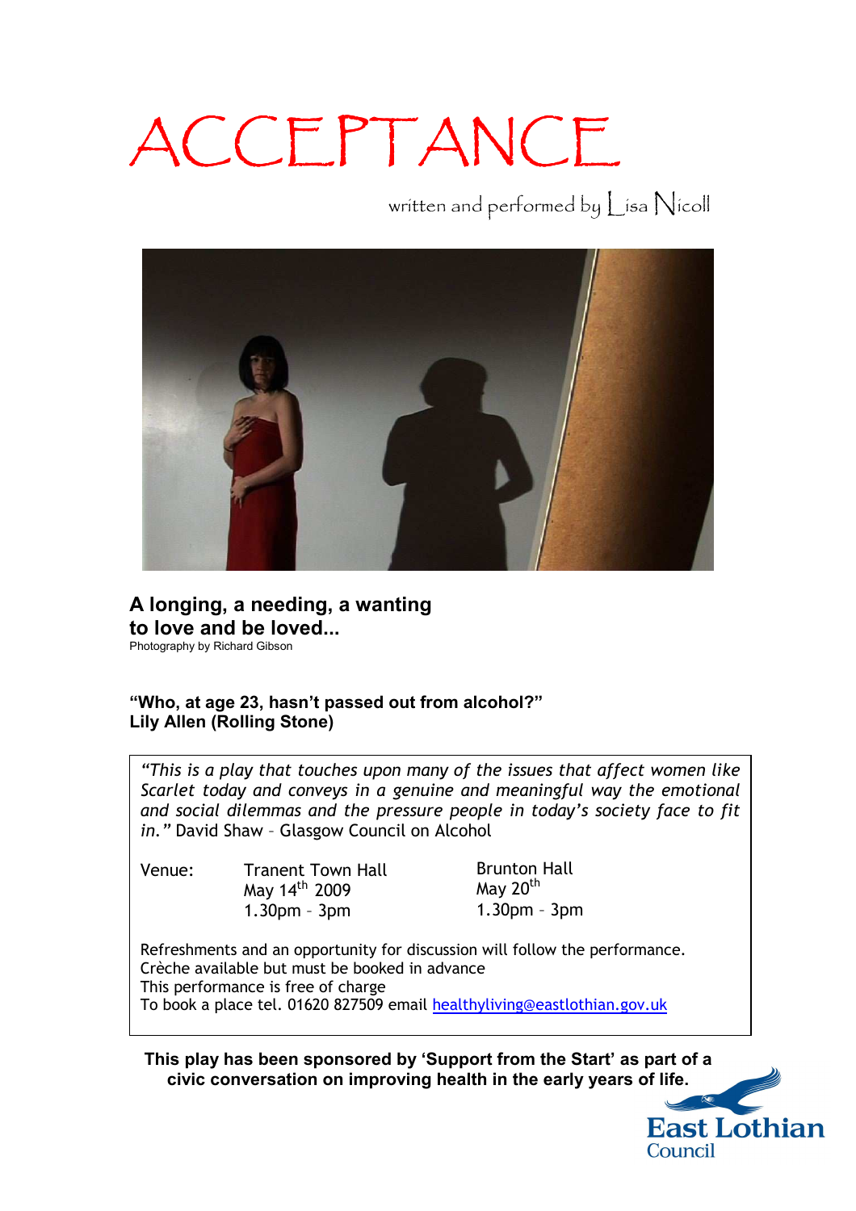# ACCEPTANCE

written and performed by Lisa Nicoll

**A longing, a needing, a wanting to love and be loved...**

Photography by Richard Gibson

**"Who, at age 23, hasn't passed out from alcohol?"**
**Lily Allen (Rolling Stone)**

*"This is a play that touches upon many of the issues that affect women like Scarlet today and conveys in a genuine and meaningful way the emotional and social dilemmas and the pressure people in today's society face to fit in."* David Shaw – Glasgow Council on Alcohol

| Venue: | Tranent Town Hall<br>May 14th 2009<br>1.30pm – 3pm | Brunton Hall<br>May 20th<br>1.30pm – 3pm |
|---|---|---|

Refreshments and an opportunity for discussion will follow the performance.
Crèche available but must be booked in advance
This performance is free of charge
To book a place tel. 01620 827509 email healthyliving@eastlothian.gov.uk

**This play has been sponsored by 'Support from the Start' as part of a civic conversation on improving health in the early years of life.**

East Lothian Council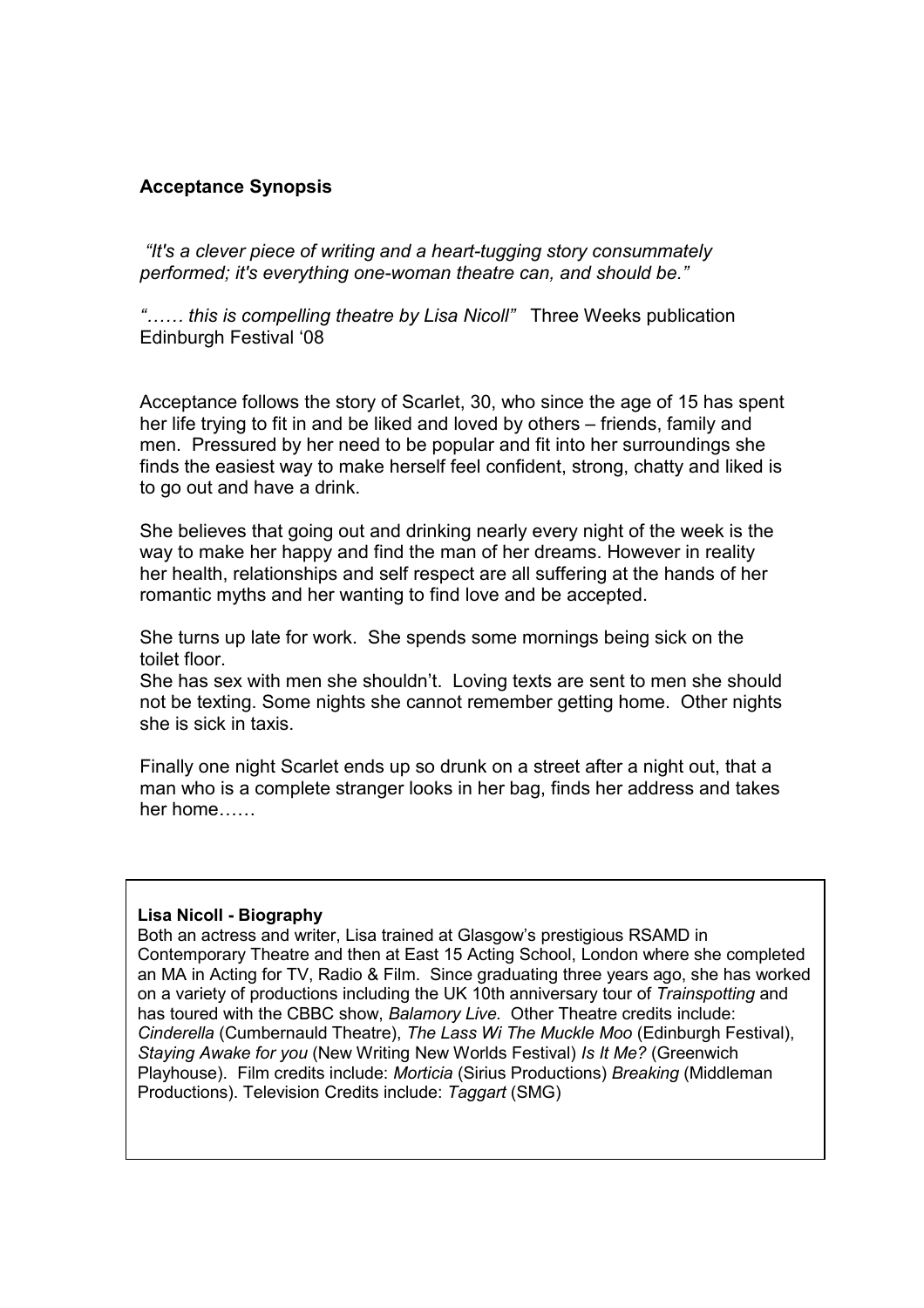**Acceptance Synopsis**

*"It's a clever piece of writing and a heart-tugging story consummately performed; it's everything one-woman theatre can, and should be."*

*"…… this is compelling theatre by Lisa Nicoll"* Three Weeks publication Edinburgh Festival '08

Acceptance follows the story of Scarlet, 30, who since the age of 15 has spent her life trying to fit in and be liked and loved by others – friends, family and men. Pressured by her need to be popular and fit into her surroundings she finds the easiest way to make herself feel confident, strong, chatty and liked is to go out and have a drink.

She believes that going out and drinking nearly every night of the week is the way to make her happy and find the man of her dreams. However in reality her health, relationships and self respect are all suffering at the hands of her romantic myths and her wanting to find love and be accepted.

She turns up late for work. She spends some mornings being sick on the toilet floor.
She has sex with men she shouldn't. Loving texts are sent to men she should not be texting. Some nights she cannot remember getting home. Other nights she is sick in taxis.

Finally one night Scarlet ends up so drunk on a street after a night out, that a man who is a complete stranger looks in her bag, finds her address and takes her home……

**Lisa Nicoll - Biography**

Both an actress and writer, Lisa trained at Glasgow's prestigious RSAMD in Contemporary Theatre and then at East 15 Acting School, London where she completed an MA in Acting for TV, Radio & Film. Since graduating three years ago, she has worked on a variety of productions including the UK 10th anniversary tour of *Trainspotting* and has toured with the CBBC show, *Balamory Live.* Other Theatre credits include: *Cinderella* (Cumbernauld Theatre), *The Lass Wi The Muckle Moo* (Edinburgh Festival), *Staying Awake for you* (New Writing New Worlds Festival) *Is It Me?* (Greenwich Playhouse). Film credits include: *Morticia* (Sirius Productions) *Breaking* (Middleman Productions). Television Credits include: *Taggart* (SMG)